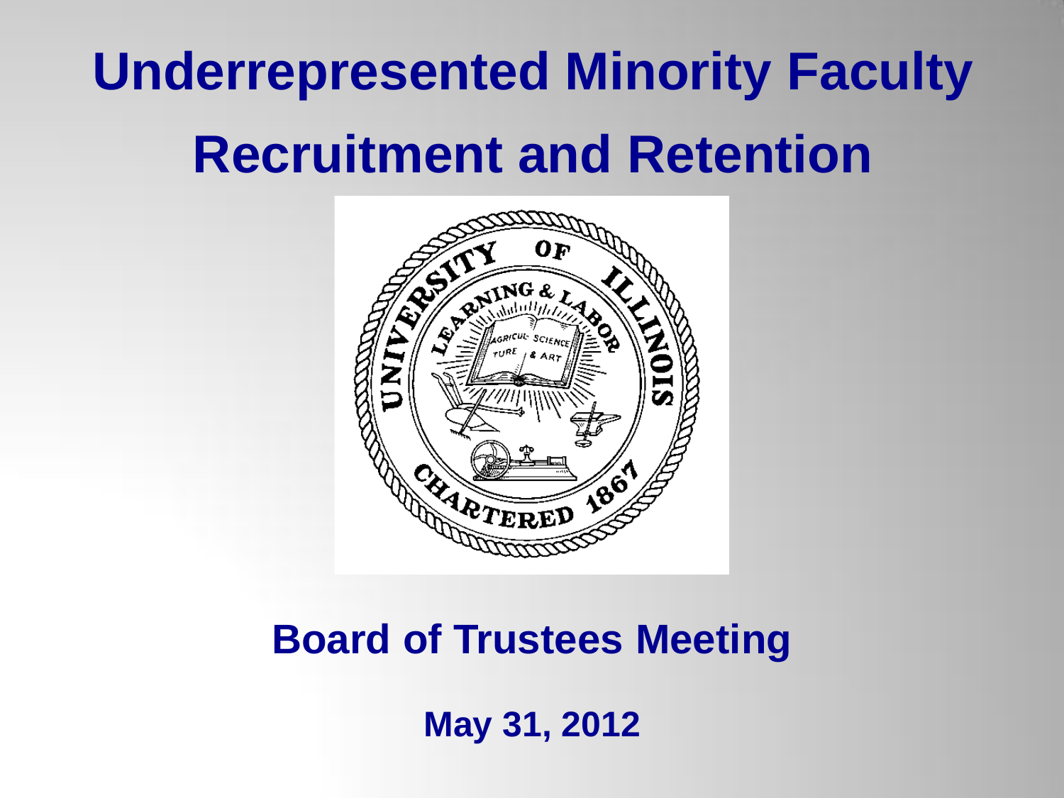# Underrepresented Minority Faculty Recruitment and Retention

## Board of Trustees Meeting

**May 31, 2012**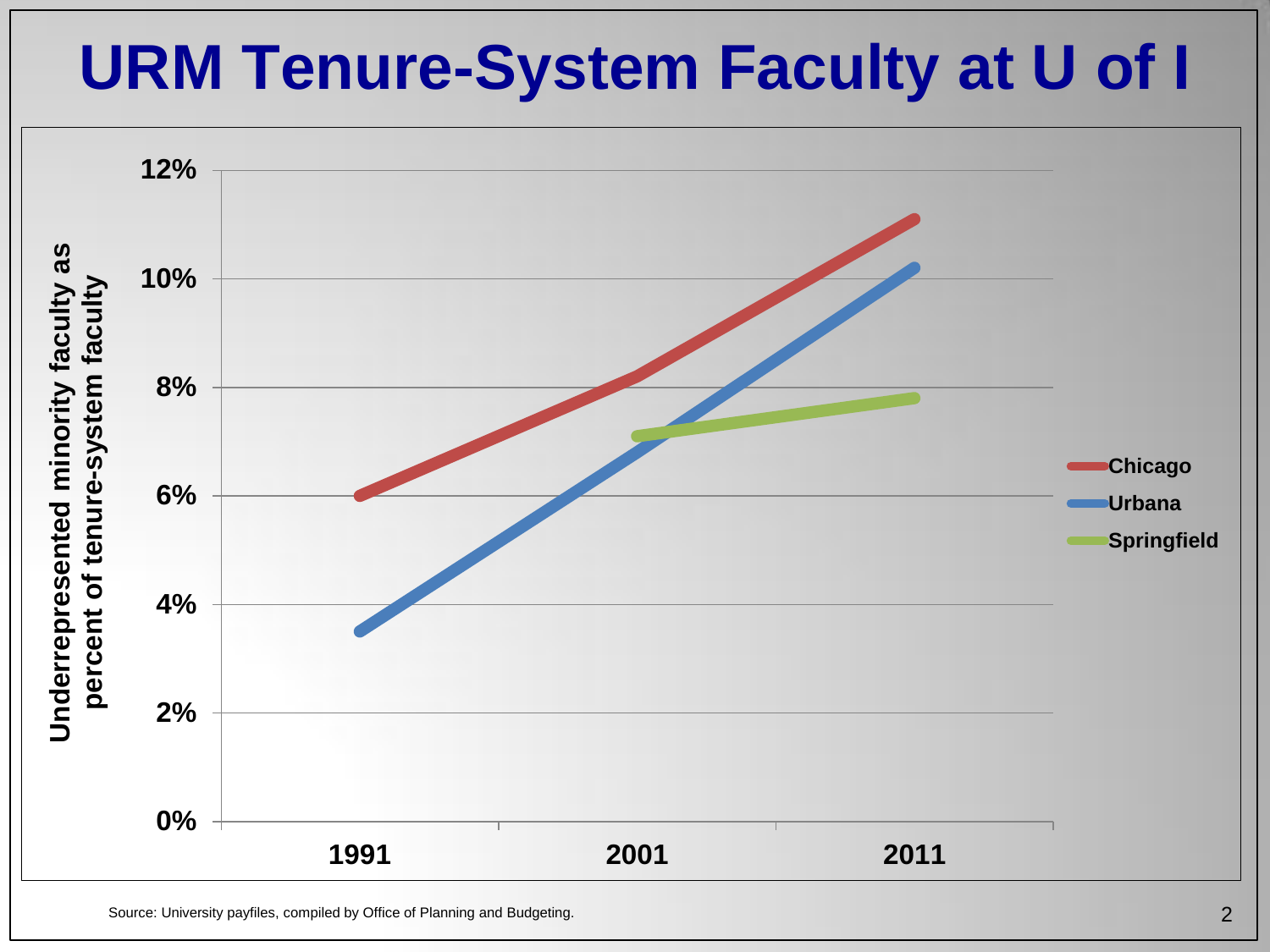# URM Tenure-System Faculty at U of I

Underrepresented minority faculty as percent of tenure-system faculty

12%
10%
8%
6%
4%
2%
0%

1991
2001
2011

Chicago
Urbana
Springfield

Source: University payfiles, compiled by Office of Planning and Budgeting.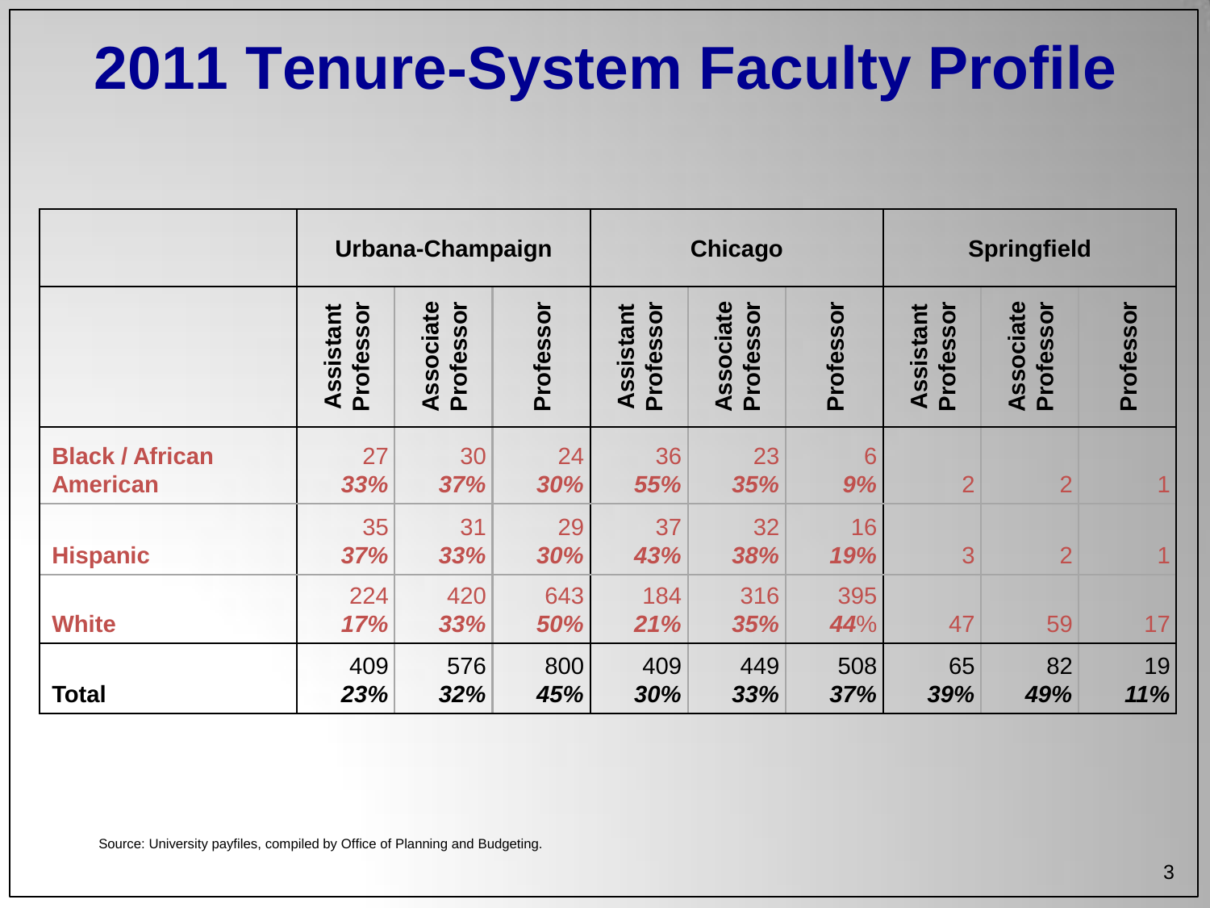# 2011 Tenure-System Faculty Profile

| | Urbana-Champaign | | | Chicago | | | Springfield | | |
|---|---|---|---|---|---|---|---|---|---|
| | Assistant Professor | Associate Professor | Professor | Assistant Professor | Associate Professor | Professor | Assistant Professor | Associate Professor | Professor |
| **Black / African American** | 27 ***33%*** | 30 ***37%*** | 24 ***30%*** | 36 ***55%*** | 23 ***35%*** | 6 ***9%*** | 2 | 2 | 1 |
| **Hispanic** | 35 ***37%*** | 31 ***33%*** | 29 ***30%*** | 37 ***43%*** | 32 ***38%*** | 16 ***19%*** | 3 | 2 | 1 |
| **White** | 224 ***17%*** | 420 ***33%*** | 643 ***50%*** | 184 ***21%*** | 316 ***35%*** | 395 ***44***% | 47 | 59 | 17 |
| **Total** | 409 ***23%*** | 576 ***32%*** | 800 ***45%*** | 409 ***30%*** | 449 ***33%*** | 508 ***37%*** | 65 ***39%*** | 82 ***49%*** | 19 ***11%*** |

Source: University payfiles, compiled by Office of Planning and Budgeting.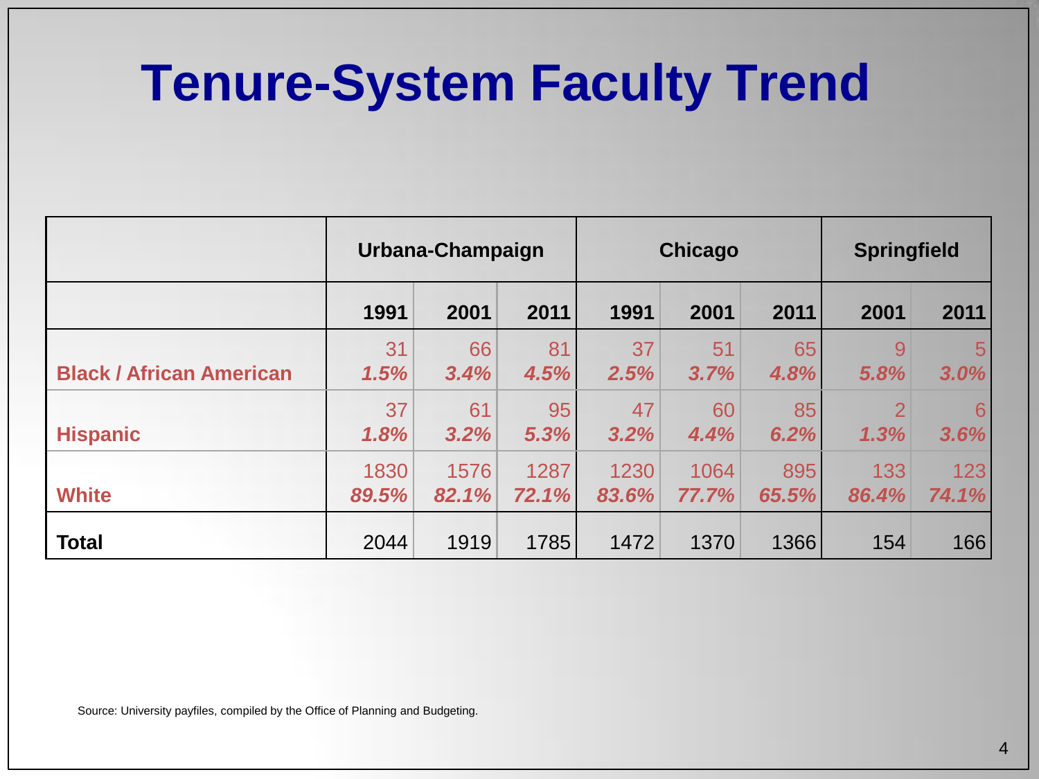# Tenure-System Faculty Trend

| | Urbana-Champaign | | | Chicago | | | Springfield | |
|---|---|---|---|---|---|---|---|---|
| | 1991 | 2001 | 2011 | 1991 | 2001 | 2011 | 2001 | 2011 |
| **Black / African American** | 31 ***1.5%*** | 66 ***3.4%*** | 81 ***4.5%*** | 37 ***2.5%*** | 51 ***3.7%*** | 65 ***4.8%*** | 9 ***5.8%*** | 5 ***3.0%*** |
| **Hispanic** | 37 ***1.8%*** | 61 ***3.2%*** | 95 ***5.3%*** | 47 ***3.2%*** | 60 ***4.4%*** | 85 ***6.2%*** | 2 ***1.3%*** | 6 ***3.6%*** |
| **White** | 1830 ***89.5%*** | 1576 ***82.1%*** | 1287 ***72.1%*** | 1230 ***83.6%*** | 1064 ***77.7%*** | 895 ***65.5%*** | 133 ***86.4%*** | 123 ***74.1%*** |
| **Total** | 2044 | 1919 | 1785 | 1472 | 1370 | 1366 | 154 | 166 |

Source: University payfiles, compiled by the Office of Planning and Budgeting.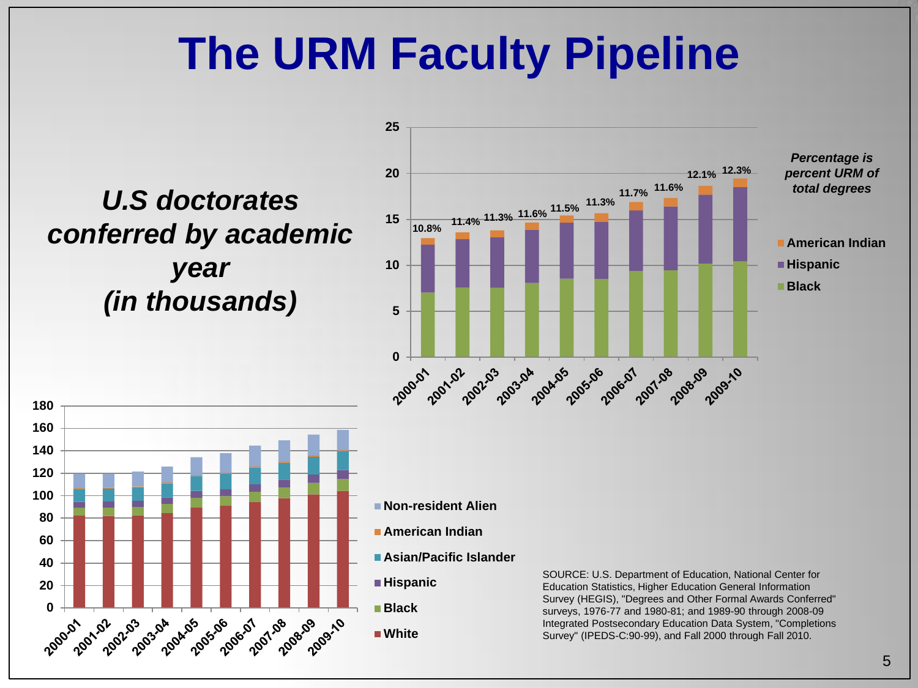# The URM Faculty Pipeline

***U.S doctorates conferred by academic year (in thousands)***

25
20
15
10
5
0

10.8% 11.4% 11.3% 11.6% 11.5% 11.3% 11.7% 11.6% 12.1% 12.3%

2000-01 2001-02 2002-03 2003-04 2004-05 2005-06 2006-07 2007-08 2008-09 2009-10

*Percentage is percent URM of total degrees*

**American Indian**
**Hispanic**
**Black**

180
160
140
120
100
80
60
40
20
0

2000-01 2001-02 2002-03 2003-04 2004-05 2005-06 2006-07 2007-08 2008-09 2009-10

**Non-resident Alien**
**American Indian**
**Asian/Pacific Islander**
**Hispanic**
**Black**
**White**

SOURCE: U.S. Department of Education, National Center for Education Statistics, Higher Education General Information Survey (HEGIS), "Degrees and Other Formal Awards Conferred" surveys, 1976-77 and 1980-81; and 1989-90 through 2008-09 Integrated Postsecondary Education Data System, "Completions Survey" (IPEDS-C:90-99), and Fall 2000 through Fall 2010.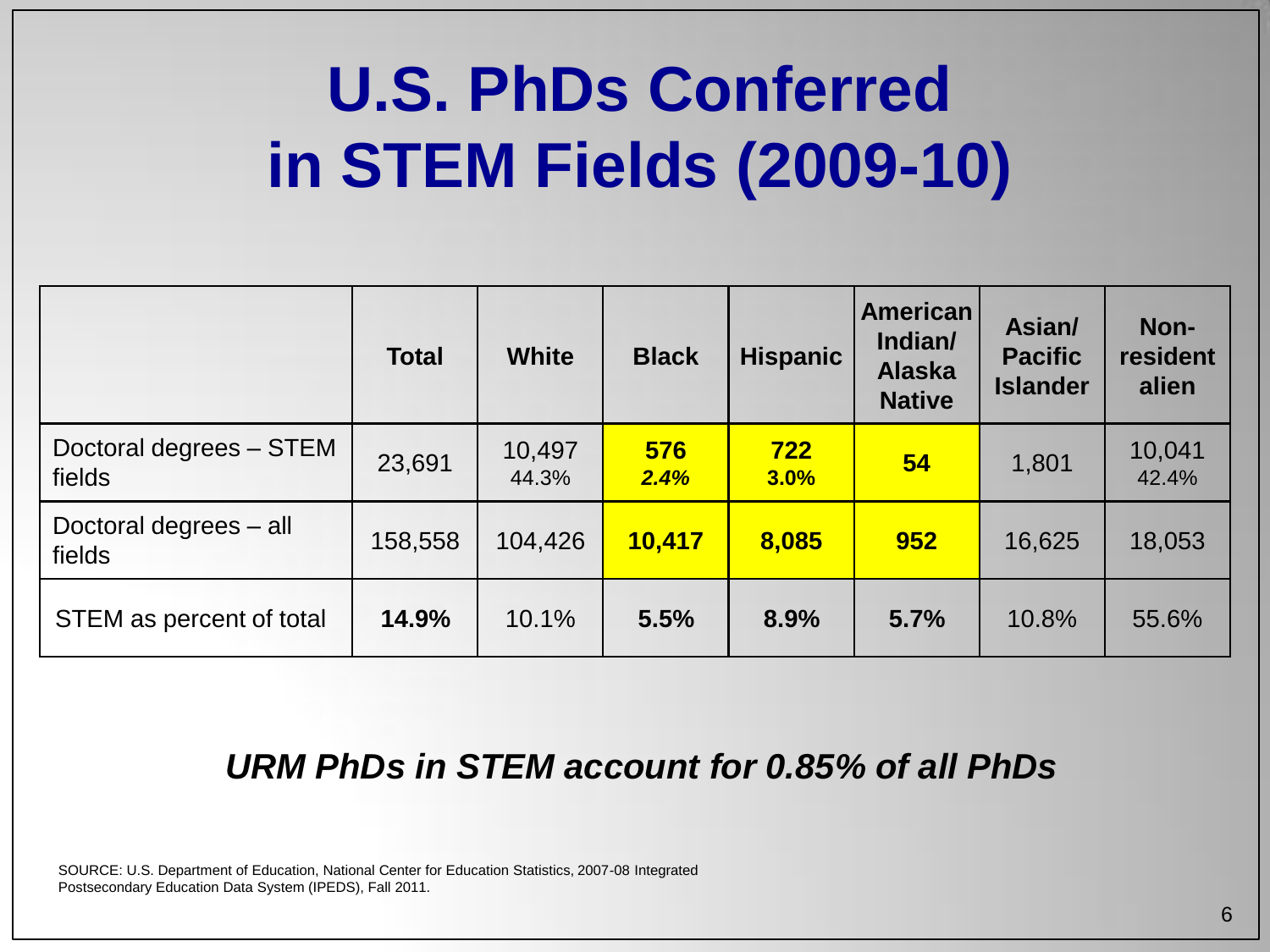# U.S. PhDs Conferred in STEM Fields (2009-10)

| | Total | White | Black | Hispanic | American Indian/ Alaska Native | Asian/ Pacific Islander | Non-resident alien |
|---|---|---|---|---|---|---|---|
| Doctoral degrees – STEM fields | 23,691 | 10,497 44.3% | **576** ***2.4%*** | **722** **3.0%** | **54** | 1,801 | 10,041 42.4% |
| Doctoral degrees – all fields | 158,558 | 104,426 | **10,417** | **8,085** | **952** | 16,625 | 18,053 |
| STEM as percent of total | **14.9%** | 10.1% | **5.5%** | **8.9%** | **5.7%** | 10.8% | 55.6% |

***URM PhDs in STEM account for 0.85% of all PhDs***

SOURCE: U.S. Department of Education, National Center for Education Statistics, 2007-08 Integrated Postsecondary Education Data System (IPEDS), Fall 2011.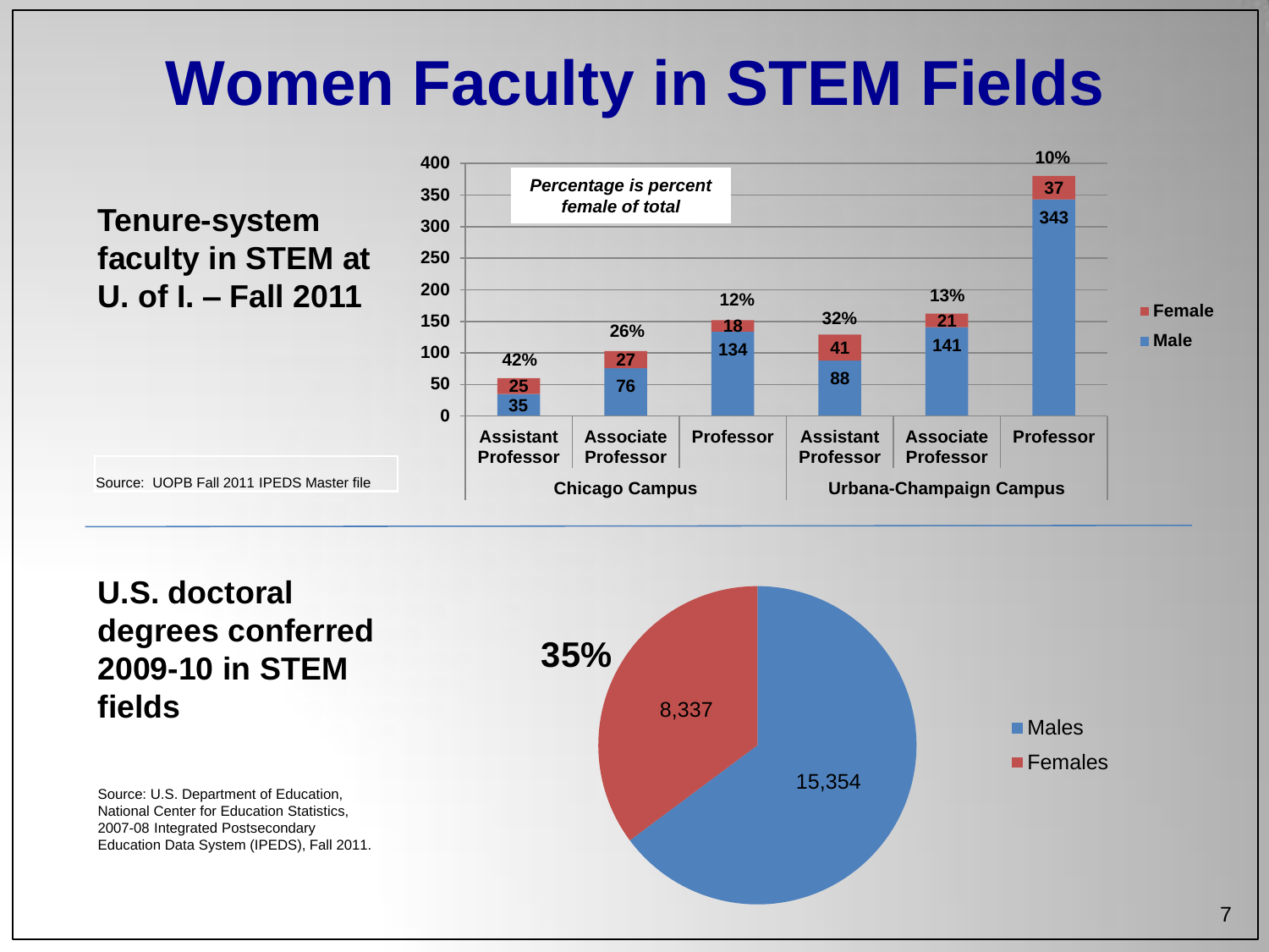# Women Faculty in STEM Fields

**Tenure-system faculty in STEM at U. of I. – Fall 2011**

*Percentage is percent female of total*

| Campus | Rank | Male | Female | % Female |
|---|---|---|---|---|
| Chicago Campus | Assistant Professor | 35 | 25 | 42% |
| Chicago Campus | Associate Professor | 76 | 27 | 26% |
| Chicago Campus | Professor | 134 | 18 | 12% |
| Urbana-Champaign Campus | Assistant Professor | 88 | 41 | 32% |
| Urbana-Champaign Campus | Associate Professor | 141 | 21 | 13% |
| Urbana-Champaign Campus | Professor | 343 | 37 | 10% |

Source: UOPB Fall 2011 IPEDS Master file

**U.S. doctoral degrees conferred 2009-10 in STEM fields**

| | Count |
|---|---|
| Males | 15,354 |
| Females | 8,337 |

35%

Source: U.S. Department of Education, National Center for Education Statistics, 2007-08 Integrated Postsecondary Education Data System (IPEDS), Fall 2011.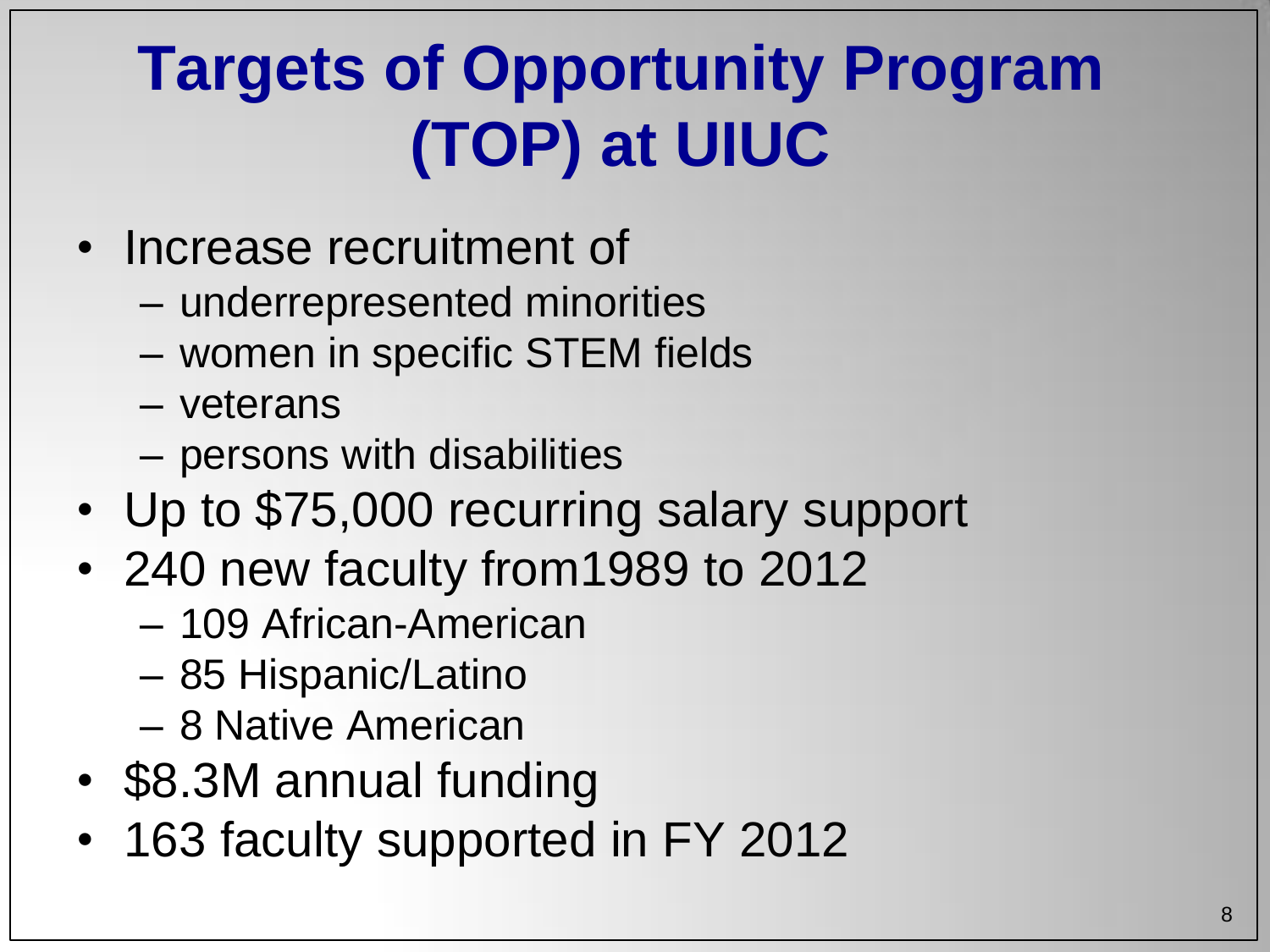# Targets of Opportunity Program (TOP) at UIUC

- Increase recruitment of
  - underrepresented minorities
  - women in specific STEM fields
  - veterans
  - persons with disabilities
- Up to $75,000 recurring salary support
- 240 new faculty from1989 to 2012
  - 109 African-American
  - 85 Hispanic/Latino
  - 8 Native American
- $8.3M annual funding
- 163 faculty supported in FY 2012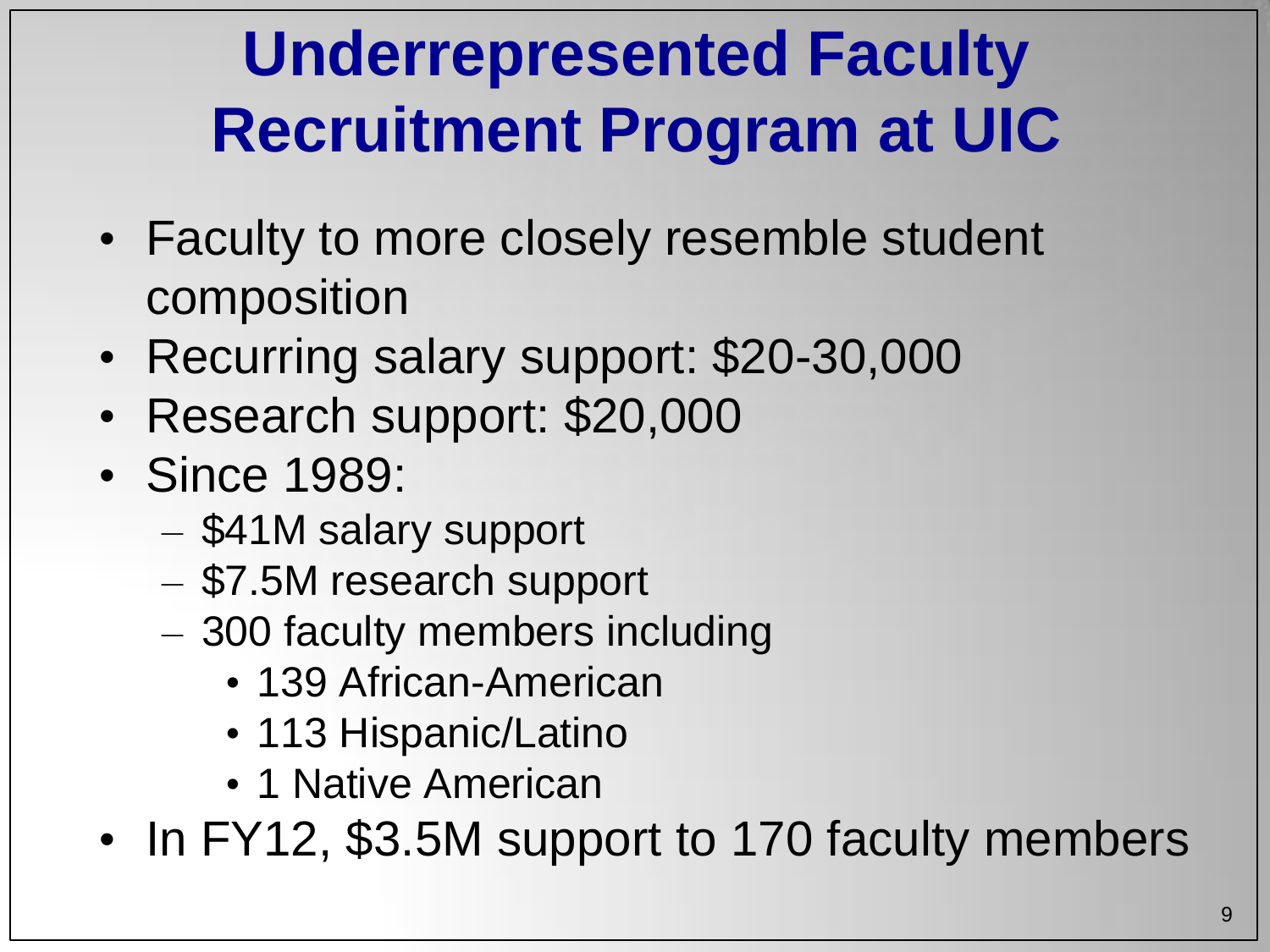# Underrepresented Faculty Recruitment Program at UIC

- Faculty to more closely resemble student composition
- Recurring salary support: $20-30,000
- Research support: $20,000
- Since 1989:
  - $41M salary support
  - $7.5M research support
  - 300 faculty members including
    - 139 African-American
    - 113 Hispanic/Latino
    - 1 Native American
- In FY12, $3.5M support to 170 faculty members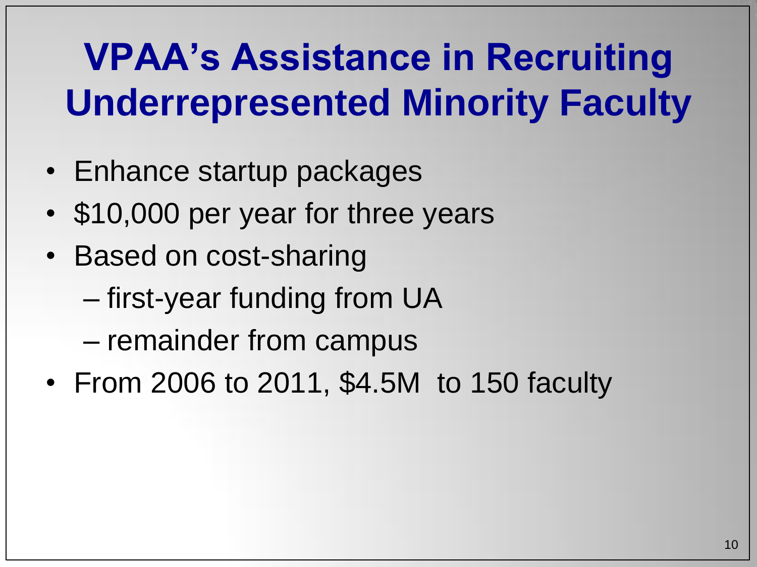# VPAA's Assistance in Recruiting Underrepresented Minority Faculty

- Enhance startup packages
- $10,000 per year for three years
- Based on cost-sharing
  - first-year funding from UA
  - remainder from campus
- From 2006 to 2011, $4.5M to 150 faculty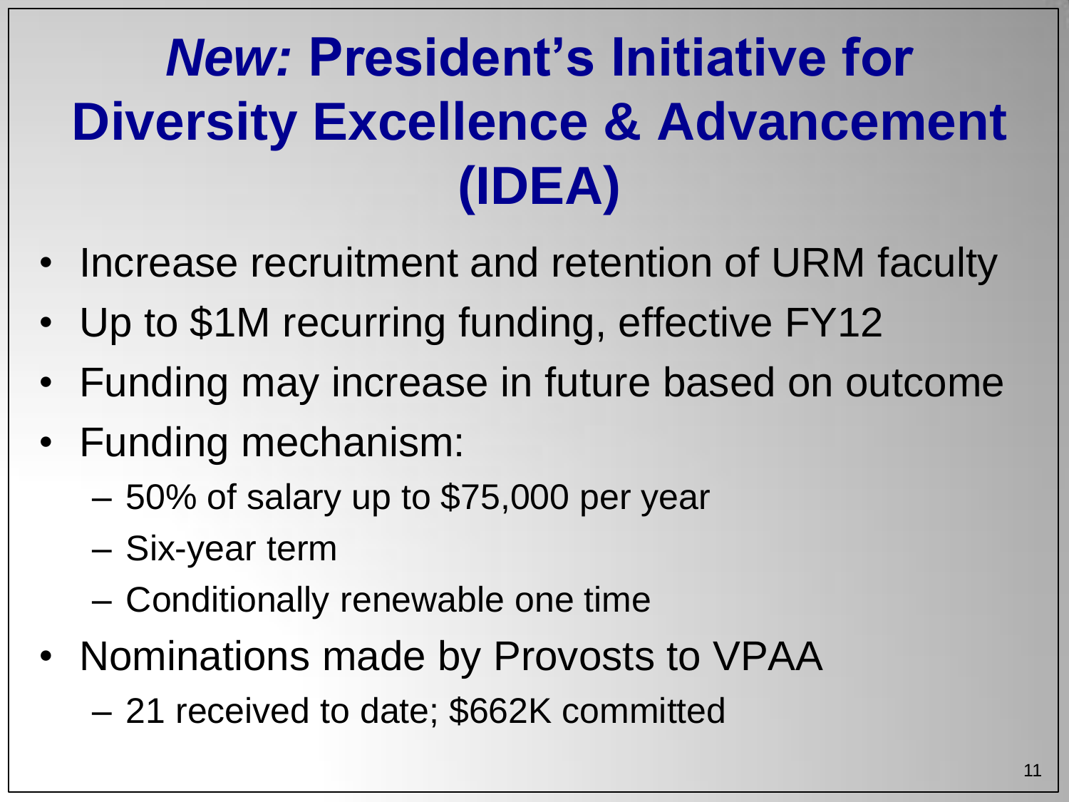# *New:* President's Initiative for Diversity Excellence & Advancement (IDEA)

- Increase recruitment and retention of URM faculty
- Up to $1M recurring funding, effective FY12
- Funding may increase in future based on outcome
- Funding mechanism:
  - 50% of salary up to $75,000 per year
  - Six-year term
  - Conditionally renewable one time
- Nominations made by Provosts to VPAA
  - 21 received to date; $662K committed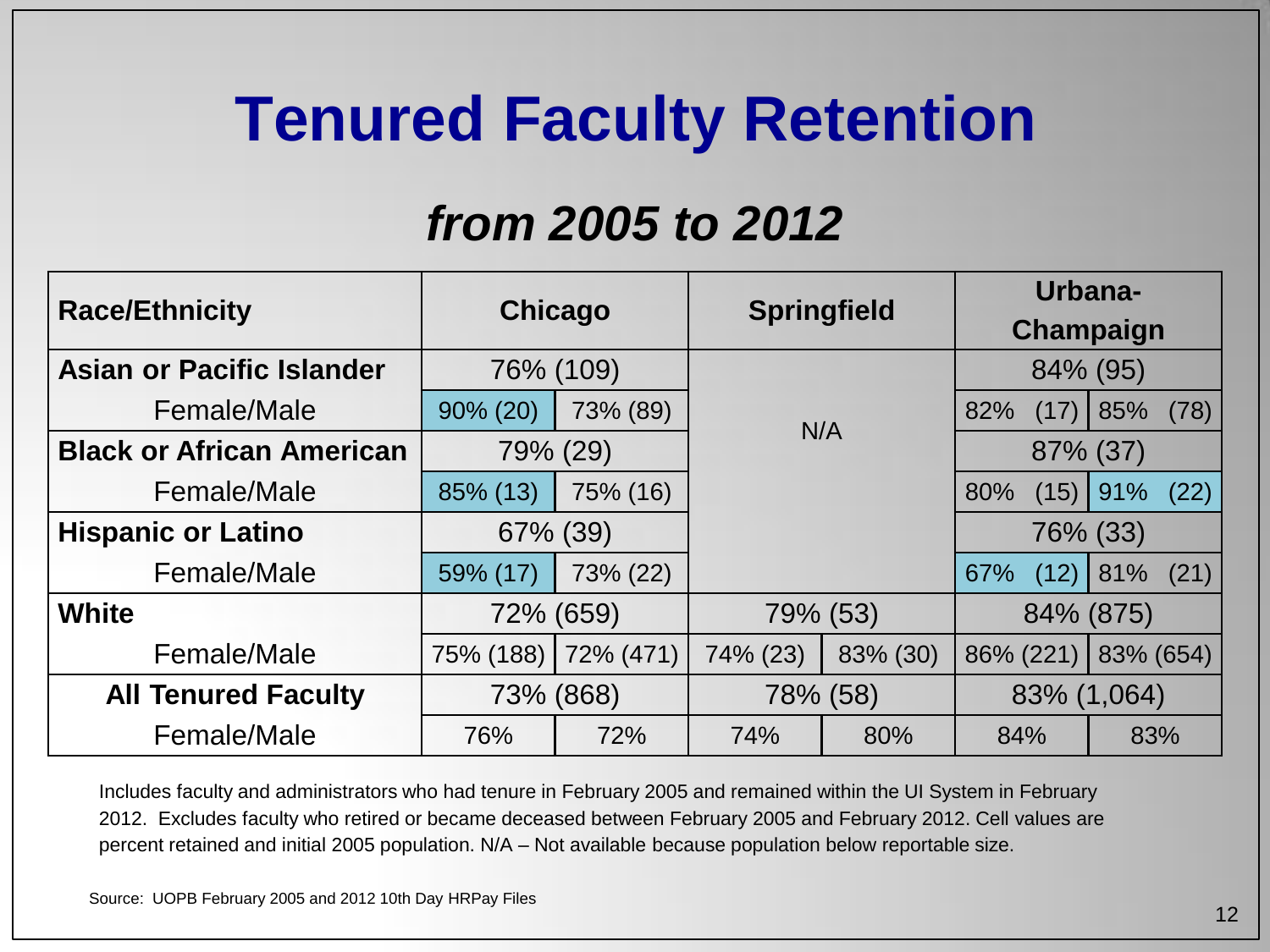# Tenured Faculty Retention

## *from 2005 to 2012*

| Race/Ethnicity | Chicago | | Springfield | | Urbana-Champaign | |
|---|---|---|---|---|---|---|
| **Asian or Pacific Islander** | 76% (109) | | N/A | | 84% (95) | |
| Female/Male | 90% (20) | 73% (89) | | | 82% (17) | 85% (78) |
| **Black or African American** | 79% (29) | | | | 87% (37) | |
| Female/Male | 85% (13) | 75% (16) | | | 80% (15) | 91% (22) |
| **Hispanic or Latino** | 67% (39) | | | | 76% (33) | |
| Female/Male | 59% (17) | 73% (22) | | | 67% (12) | 81% (21) |
| **White** | 72% (659) | | 79% (53) | | 84% (875) | |
| Female/Male | 75% (188) | 72% (471) | 74% (23) | 83% (30) | 86% (221) | 83% (654) |
| **All Tenured Faculty** | 73% (868) | | 78% (58) | | 83% (1,064) | |
| Female/Male | 76% | 72% | 74% | 80% | 84% | 83% |

Includes faculty and administrators who had tenure in February 2005 and remained within the UI System in February 2012. Excludes faculty who retired or became deceased between February 2005 and February 2012. Cell values are percent retained and initial 2005 population. N/A – Not available because population below reportable size.

Source: UOPB February 2005 and 2012 10th Day HRPay Files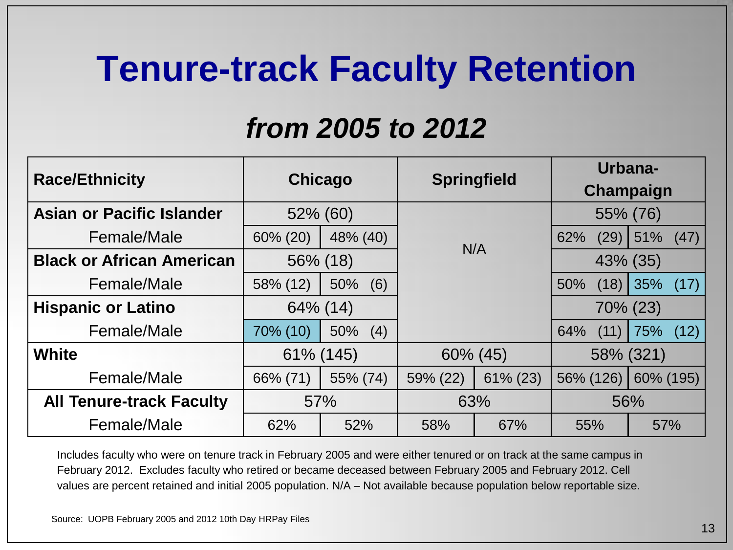# Tenure-track Faculty Retention

## *from 2005 to 2012*

| Race/Ethnicity | Chicago | | Springfield | | Urbana-Champaign | |
|---|---|---|---|---|---|---|
| **Asian or Pacific Islander** | 52% (60) | | N/A | | 55% (76) | |
| Female/Male | 60% (20) | 48% (40) | | | 62% (29) | 51% (47) |
| **Black or African American** | 56% (18) | | | | 43% (35) | |
| Female/Male | 58% (12) | 50% (6) | | | 50% (18) | 35% (17) |
| **Hispanic or Latino** | 64% (14) | | | | 70% (23) | |
| Female/Male | 70% (10) | 50% (4) | | | 64% (11) | 75% (12) |
| **White** | 61% (145) | | 60% (45) | | 58% (321) | |
| Female/Male | 66% (71) | 55% (74) | 59% (22) | 61% (23) | 56% (126) | 60% (195) |
| **All Tenure-track Faculty** | 57% | | 63% | | 56% | |
| Female/Male | 62% | 52% | 58% | 67% | 55% | 57% |

Includes faculty who were on tenure track in February 2005 and were either tenured or on track at the same campus in February 2012. Excludes faculty who retired or became deceased between February 2005 and February 2012. Cell values are percent retained and initial 2005 population. N/A – Not available because population below reportable size.

Source: UOPB February 2005 and 2012 10th Day HRPay Files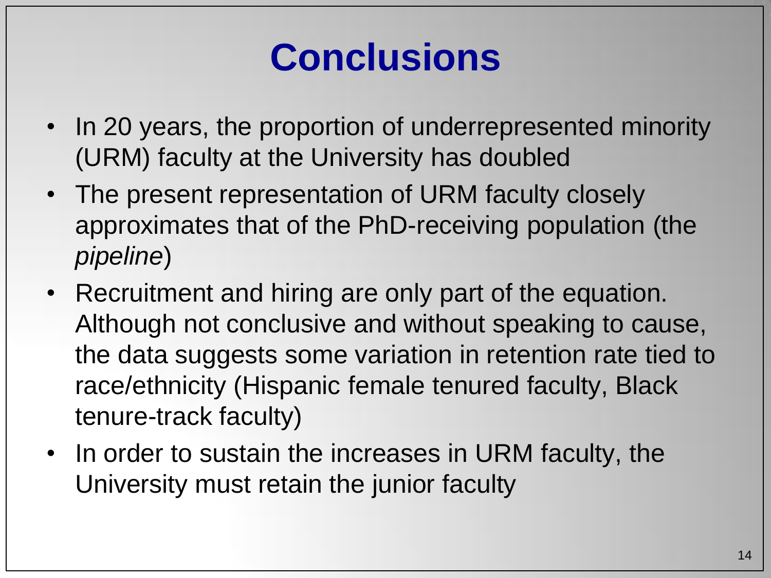# Conclusions

- In 20 years, the proportion of underrepresented minority (URM) faculty at the University has doubled
- The present representation of URM faculty closely approximates that of the PhD-receiving population (the *pipeline*)
- Recruitment and hiring are only part of the equation. Although not conclusive and without speaking to cause, the data suggests some variation in retention rate tied to race/ethnicity (Hispanic female tenured faculty, Black tenure-track faculty)
- In order to sustain the increases in URM faculty, the University must retain the junior faculty